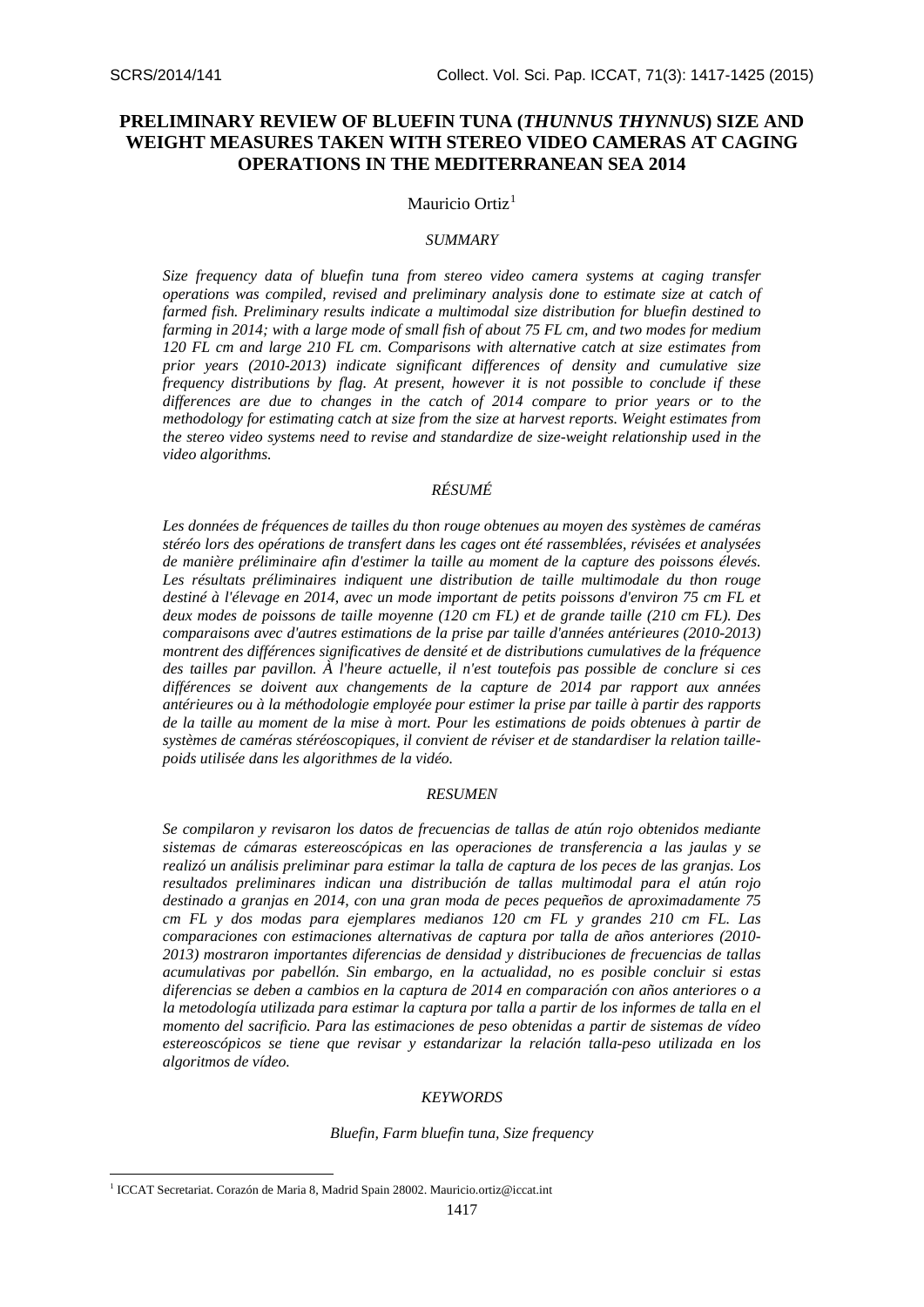# PRELIMINARY REVIEW OF BLUEFIN TUNA (*THUNNUS THYNNUS*) SIZE AND WEIGHT MEASURES TAKEN WITH STEREO VIDEO CAMERAS AT CAGING OPERATIONS IN THE MEDITERRANEAN SEA 2014

Mauricio Ortiz[1]

## *SUMMARY*

*Size frequency data of bluefin tuna from stereo video camera systems at caging transfer operations was compiled, revised and preliminary analysis done to estimate size at catch of farmed fish. Preliminary results indicate a multimodal size distribution for bluefin destined to farming in 2014; with a large mode of small fish of about 75 FL cm, and two modes for medium 120 FL cm and large 210 FL cm. Comparisons with alternative catch at size estimates from prior years (2010-2013) indicate significant differences of density and cumulative size frequency distributions by flag. At present, however it is not possible to conclude if these differences are due to changes in the catch of 2014 compare to prior years or to the methodology for estimating catch at size from the size at harvest reports. Weight estimates from the stereo video systems need to revise and standardize de size-weight relationship used in the video algorithms.*

## *RÉSUMÉ*

*Les données de fréquences de tailles du thon rouge obtenues au moyen des systèmes de caméras stéréo lors des opérations de transfert dans les cages ont été rassemblées, révisées et analysées de manière préliminaire afin d'estimer la taille au moment de la capture des poissons élevés. Les résultats préliminaires indiquent une distribution de taille multimodale du thon rouge destiné à l'élevage en 2014, avec un mode important de petits poissons d'environ 75 cm FL et deux modes de poissons de taille moyenne (120 cm FL) et de grande taille (210 cm FL). Des comparaisons avec d'autres estimations de la prise par taille d'années antérieures (2010-2013) montrent des différences significatives de densité et de distributions cumulatives de la fréquence des tailles par pavillon. À l'heure actuelle, il n'est toutefois pas possible de conclure si ces différences se doivent aux changements de la capture de 2014 par rapport aux années antérieures ou à la méthodologie employée pour estimer la prise par taille à partir des rapports de la taille au moment de la mise à mort. Pour les estimations de poids obtenues à partir de systèmes de caméras stéréoscopiques, il convient de réviser et de standardiser la relation taille-poids utilisée dans les algorithmes de la vidéo.*

## *RESUMEN*

*Se compilaron y revisaron los datos de frecuencias de tallas de atún rojo obtenidos mediante sistemas de cámaras estereoscópicas en las operaciones de transferencia a las jaulas y se realizó un análisis preliminar para estimar la talla de captura de los peces de las granjas. Los resultados preliminares indican una distribución de tallas multimodal para el atún rojo destinado a granjas en 2014, con una gran moda de peces pequeños de aproximadamente 75 cm FL y dos modas para ejemplares medianos 120 cm FL y grandes 210 cm FL. Las comparaciones con estimaciones alternativas de captura por talla de años anteriores (2010-2013) mostraron importantes diferencias de densidad y distribuciones de frecuencias de tallas acumulativas por pabellón. Sin embargo, en la actualidad, no es posible concluir si estas diferencias se deben a cambios en la captura de 2014 en comparación con años anteriores o a la metodología utilizada para estimar la captura por talla a partir de los informes de talla en el momento del sacrificio. Para las estimaciones de peso obtenidas a partir de sistemas de vídeo estereoscópicos se tiene que revisar y estandarizar la relación talla-peso utilizada en los algoritmos de vídeo.*

## *KEYWORDS*

*Bluefin, Farm bluefin tuna, Size frequency*

[1] ICCAT Secretariat. Corazón de Maria 8, Madrid Spain 28002. Mauricio.ortiz@iccat.int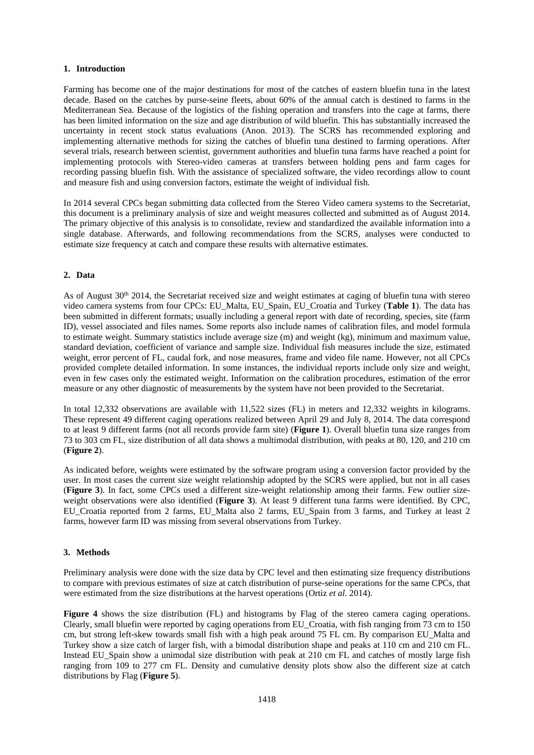## 1. Introduction

Farming has become one of the major destinations for most of the catches of eastern bluefin tuna in the latest decade. Based on the catches by purse-seine fleets, about 60% of the annual catch is destined to farms in the Mediterranean Sea. Because of the logistics of the fishing operation and transfers into the cage at farms, there has been limited information on the size and age distribution of wild bluefin. This has substantially increased the uncertainty in recent stock status evaluations (Anon. 2013). The SCRS has recommended exploring and implementing alternative methods for sizing the catches of bluefin tuna destined to farming operations. After several trials, research between scientist, government authorities and bluefin tuna farms have reached a point for implementing protocols with Stereo-video cameras at transfers between holding pens and farm cages for recording passing bluefin fish. With the assistance of specialized software, the video recordings allow to count and measure fish and using conversion factors, estimate the weight of individual fish.

In 2014 several CPCs began submitting data collected from the Stereo Video camera systems to the Secretariat, this document is a preliminary analysis of size and weight measures collected and submitted as of August 2014. The primary objective of this analysis is to consolidate, review and standardized the available information into a single database. Afterwards, and following recommendations from the SCRS, analyses were conducted to estimate size frequency at catch and compare these results with alternative estimates.

## 2. Data

As of August 30th 2014, the Secretariat received size and weight estimates at caging of bluefin tuna with stereo video camera systems from four CPCs: EU_Malta, EU_Spain, EU_Croatia and Turkey (**Table 1**). The data has been submitted in different formats; usually including a general report with date of recording, species, site (farm ID), vessel associated and files names. Some reports also include names of calibration files, and model formula to estimate weight. Summary statistics include average size (m) and weight (kg), minimum and maximum value, standard deviation, coefficient of variance and sample size. Individual fish measures include the size, estimated weight, error percent of FL, caudal fork, and nose measures, frame and video file name. However, not all CPCs provided complete detailed information. In some instances, the individual reports include only size and weight, even in few cases only the estimated weight. Information on the calibration procedures, estimation of the error measure or any other diagnostic of measurements by the system have not been provided to the Secretariat.

In total 12,332 observations are available with 11,522 sizes (FL) in meters and 12,332 weights in kilograms. These represent 49 different caging operations realized between April 29 and July 8, 2014. The data correspond to at least 9 different farms (not all records provide farm site) (**Figure 1**). Overall bluefin tuna size ranges from 73 to 303 cm FL, size distribution of all data shows a multimodal distribution, with peaks at 80, 120, and 210 cm (**Figure 2**).

As indicated before, weights were estimated by the software program using a conversion factor provided by the user. In most cases the current size weight relationship adopted by the SCRS were applied, but not in all cases (**Figure 3**). In fact, some CPCs used a different size-weight relationship among their farms. Few outlier size-weight observations were also identified (**Figure 3**). At least 9 different tuna farms were identified. By CPC, EU_Croatia reported from 2 farms, EU_Malta also 2 farms, EU_Spain from 3 farms, and Turkey at least 2 farms, however farm ID was missing from several observations from Turkey.

## 3. Methods

Preliminary analysis were done with the size data by CPC level and then estimating size frequency distributions to compare with previous estimates of size at catch distribution of purse-seine operations for the same CPCs, that were estimated from the size distributions at the harvest operations (Ortiz *et al.* 2014).

**Figure 4** shows the size distribution (FL) and histograms by Flag of the stereo camera caging operations. Clearly, small bluefin were reported by caging operations from EU_Croatia, with fish ranging from 73 cm to 150 cm, but strong left-skew towards small fish with a high peak around 75 FL cm. By comparison EU_Malta and Turkey show a size catch of larger fish, with a bimodal distribution shape and peaks at 110 cm and 210 cm FL. Instead EU_Spain show a unimodal size distribution with peak at 210 cm FL and catches of mostly large fish ranging from 109 to 277 cm FL. Density and cumulative density plots show also the different size at catch distributions by Flag (**Figure 5**).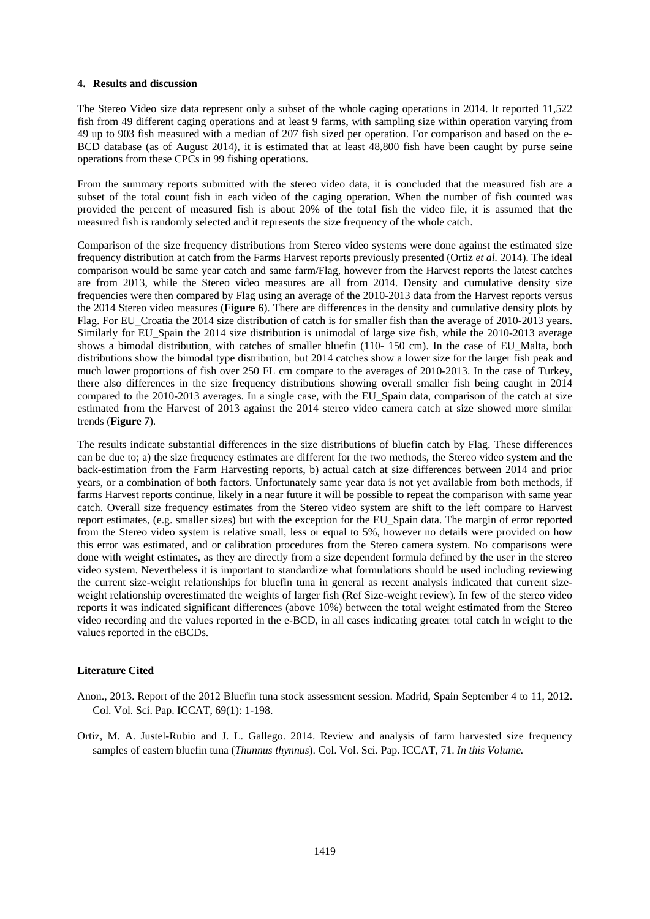## 4. Results and discussion

The Stereo Video size data represent only a subset of the whole caging operations in 2014. It reported 11,522 fish from 49 different caging operations and at least 9 farms, with sampling size within operation varying from 49 up to 903 fish measured with a median of 207 fish sized per operation. For comparison and based on the e-BCD database (as of August 2014), it is estimated that at least 48,800 fish have been caught by purse seine operations from these CPCs in 99 fishing operations.

From the summary reports submitted with the stereo video data, it is concluded that the measured fish are a subset of the total count fish in each video of the caging operation. When the number of fish counted was provided the percent of measured fish is about 20% of the total fish the video file, it is assumed that the measured fish is randomly selected and it represents the size frequency of the whole catch.

Comparison of the size frequency distributions from Stereo video systems were done against the estimated size frequency distribution at catch from the Farms Harvest reports previously presented (Ortiz *et al.* 2014). The ideal comparison would be same year catch and same farm/Flag, however from the Harvest reports the latest catches are from 2013, while the Stereo video measures are all from 2014. Density and cumulative density size frequencies were then compared by Flag using an average of the 2010-2013 data from the Harvest reports versus the 2014 Stereo video measures (**Figure 6**). There are differences in the density and cumulative density plots by Flag. For EU_Croatia the 2014 size distribution of catch is for smaller fish than the average of 2010-2013 years. Similarly for EU_Spain the 2014 size distribution is unimodal of large size fish, while the 2010-2013 average shows a bimodal distribution, with catches of smaller bluefin (110- 150 cm). In the case of EU_Malta, both distributions show the bimodal type distribution, but 2014 catches show a lower size for the larger fish peak and much lower proportions of fish over 250 FL cm compare to the averages of 2010-2013. In the case of Turkey, there also differences in the size frequency distributions showing overall smaller fish being caught in 2014 compared to the 2010-2013 averages. In a single case, with the EU_Spain data, comparison of the catch at size estimated from the Harvest of 2013 against the 2014 stereo video camera catch at size showed more similar trends (**Figure 7**).

The results indicate substantial differences in the size distributions of bluefin catch by Flag. These differences can be due to; a) the size frequency estimates are different for the two methods, the Stereo video system and the back-estimation from the Farm Harvesting reports, b) actual catch at size differences between 2014 and prior years, or a combination of both factors. Unfortunately same year data is not yet available from both methods, if farms Harvest reports continue, likely in a near future it will be possible to repeat the comparison with same year catch. Overall size frequency estimates from the Stereo video system are shift to the left compare to Harvest report estimates, (e.g. smaller sizes) but with the exception for the EU_Spain data. The margin of error reported from the Stereo video system is relative small, less or equal to 5%, however no details were provided on how this error was estimated, and or calibration procedures from the Stereo camera system. No comparisons were done with weight estimates, as they are directly from a size dependent formula defined by the user in the stereo video system. Nevertheless it is important to standardize what formulations should be used including reviewing the current size-weight relationships for bluefin tuna in general as recent analysis indicated that current size-weight relationship overestimated the weights of larger fish (Ref Size-weight review). In few of the stereo video reports it was indicated significant differences (above 10%) between the total weight estimated from the Stereo video recording and the values reported in the e-BCD, in all cases indicating greater total catch in weight to the values reported in the eBCDs.

## Literature Cited

Anon., 2013. Report of the 2012 Bluefin tuna stock assessment session. Madrid, Spain September 4 to 11, 2012. Col. Vol. Sci. Pap. ICCAT, 69(1): 1-198.

Ortiz, M. A. Justel-Rubio and J. L. Gallego. 2014. Review and analysis of farm harvested size frequency samples of eastern bluefin tuna (*Thunnus thynnus*). Col. Vol. Sci. Pap. ICCAT, 71. *In this Volume.*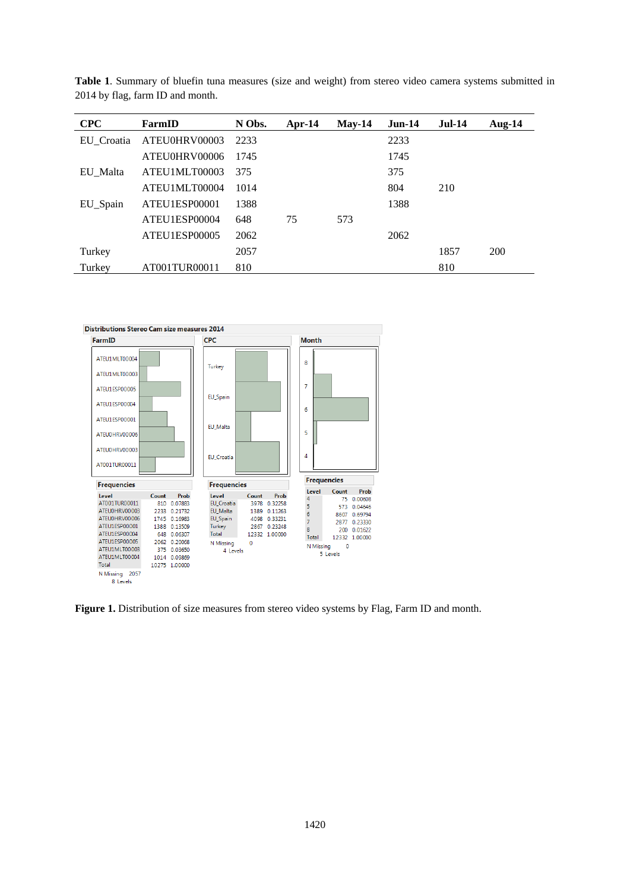**Table 1**. Summary of bluefin tuna measures (size and weight) from stereo video camera systems submitted in 2014 by flag, farm ID and month.

| CPC | FarmID | N Obs. | Apr-14 | May-14 | Jun-14 | Jul-14 | Aug-14 |
|---|---|---|---|---|---|---|---|
| EU_Croatia | ATEU0HRV00003 | 2233 | | | 2233 | | |
| | ATEU0HRV00006 | 1745 | | | 1745 | | |
| EU_Malta | ATEU1MLT00003 | 375 | | | 375 | | |
| | ATEU1MLT00004 | 1014 | | | 804 | 210 | |
| EU_Spain | ATEU1ESP00001 | 1388 | | | 1388 | | |
| | ATEU1ESP00004 | 648 | 75 | 573 | | | |
| | ATEU1ESP00005 | 2062 | | | 2062 | | |
| Turkey | | 2057 | | | | 1857 | 200 |
| Turkey | AT001TUR00011 | 810 | | | | 810 | |

Distributions Stereo Cam size measures 2014

FarmID – Frequencies

| Level | Count | Prob |
|---|---|---|
| AT001TUR00011 | 810 | 0.07883 |
| ATEU0HRV00003 | 2233 | 0.21732 |
| ATEU0HRV00006 | 1745 | 0.16983 |
| ATEU1ESP00001 | 1388 | 0.13509 |
| ATEU1ESP00004 | 648 | 0.06307 |
| ATEU1ESP00005 | 2062 | 0.20068 |
| ATEU1MLT00003 | 375 | 0.03650 |
| ATEU1MLT00004 | 1014 | 0.09869 |
| Total | 10275 | 1.00000 |

N Missing 2057
8 Levels

CPC – Frequencies

| Level | Count | Prob |
|---|---|---|
| EU_Croatia | 3978 | 0.32258 |
| EU_Malta | 1389 | 0.11263 |
| EU_Spain | 4098 | 0.33231 |
| Turkey | 2867 | 0.23248 |
| Total | 12332 | 1.00000 |

N Missing 0
4 Levels

Month – Frequencies

| Level | Count | Prob |
|---|---|---|
| 4 | 75 | 0.00608 |
| 5 | 573 | 0.04646 |
| 6 | 8607 | 0.69794 |
| 7 | 2877 | 0.23330 |
| 8 | 200 | 0.01622 |
| Total | 12332 | 1.00000 |

N Missing 0
5 Levels

**Figure 1.** Distribution of size measures from stereo video systems by Flag, Farm ID and month.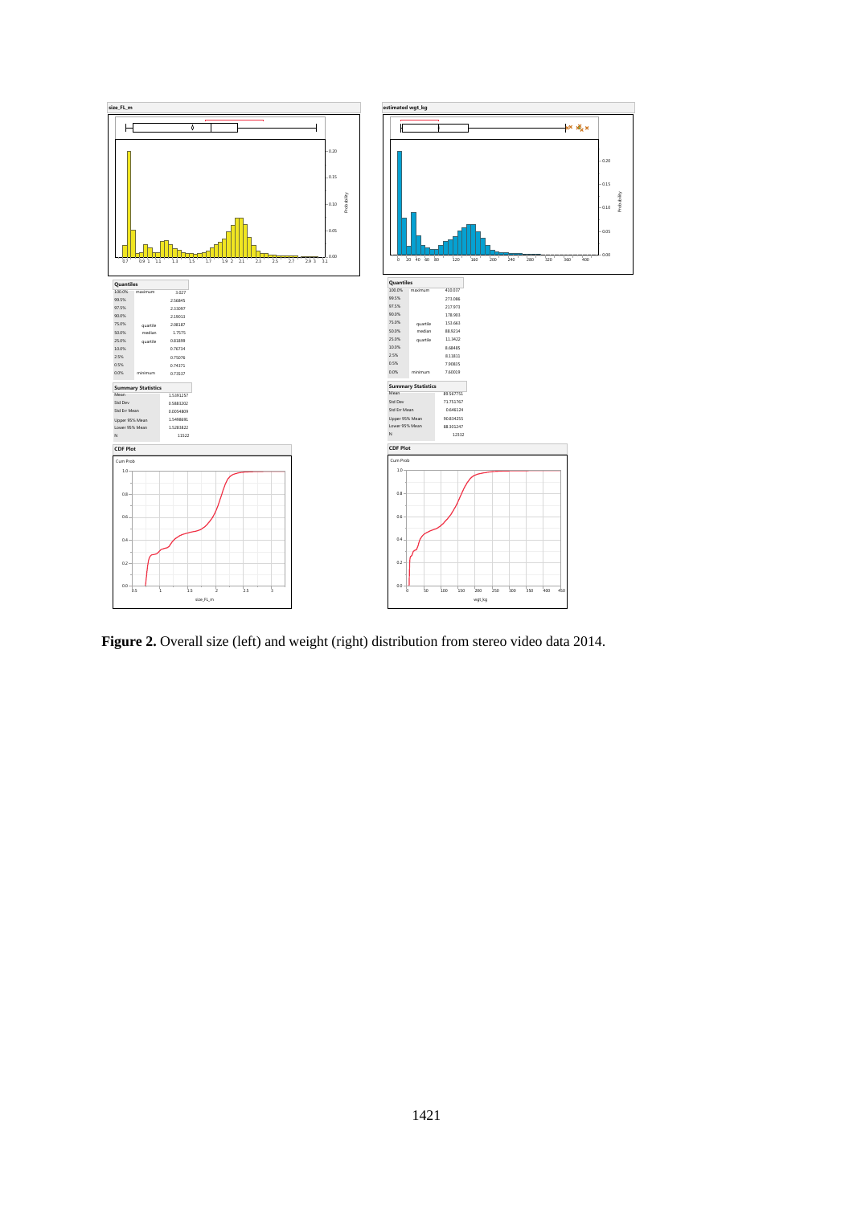**Figure 2.** Overall size (left) and weight (right) distribution from stereo video data 2014.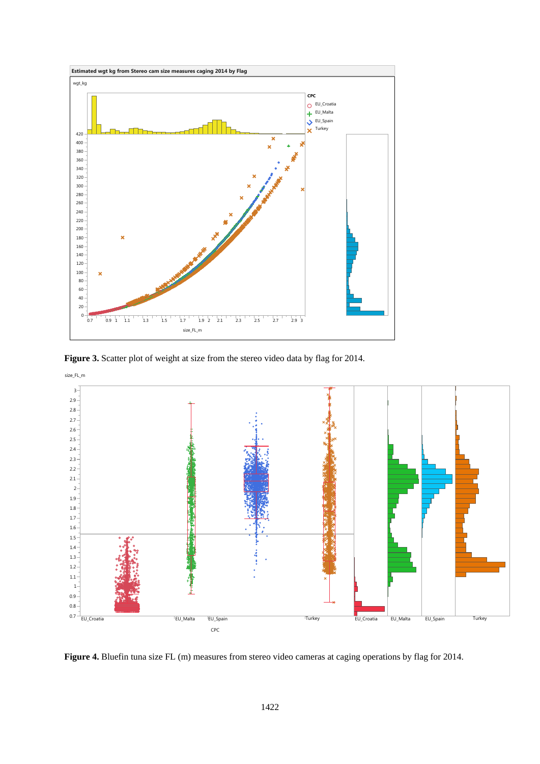**Figure 3.** Scatter plot of weight at size from the stereo video data by flag for 2014.

**Figure 4.** Bluefin tuna size FL (m) measures from stereo video cameras at caging operations by flag for 2014.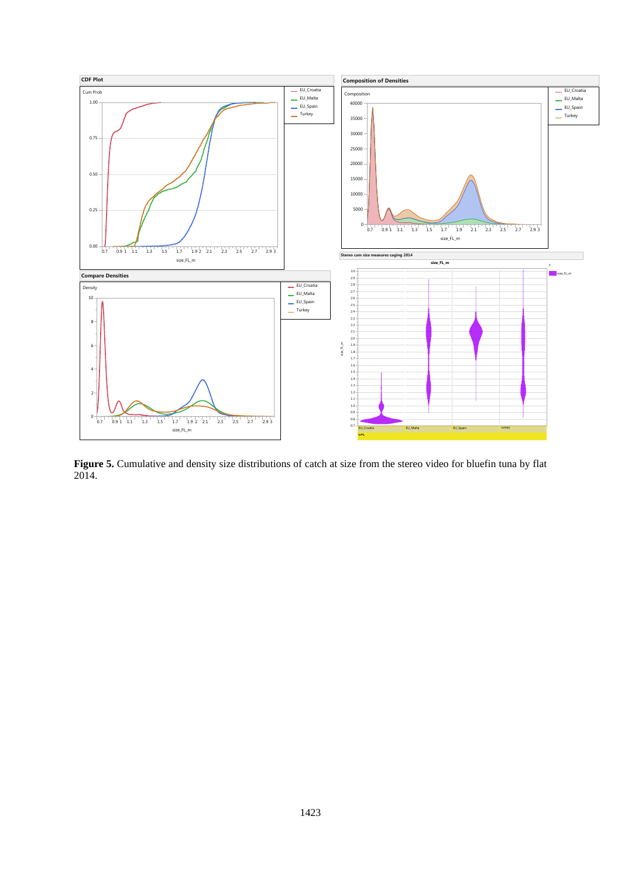**Figure 5.** Cumulative and density size distributions of catch at size from the stereo video for bluefin tuna by flat 2014.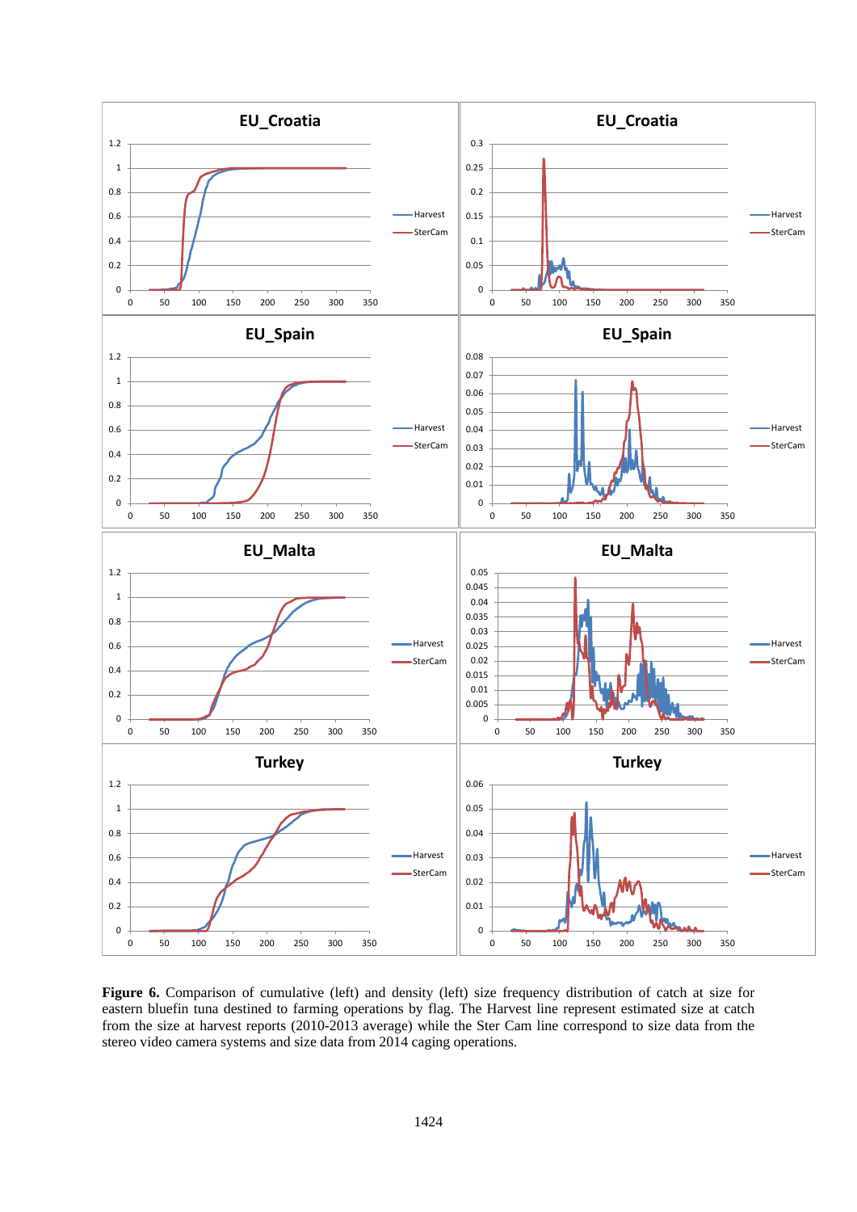**Figure 6.** Comparison of cumulative (left) and density (left) size frequency distribution of catch at size for eastern bluefin tuna destined to farming operations by flag. The Harvest line represent estimated size at catch from the size at harvest reports (2010-2013 average) while the Ster Cam line correspond to size data from the stereo video camera systems and size data from 2014 caging operations.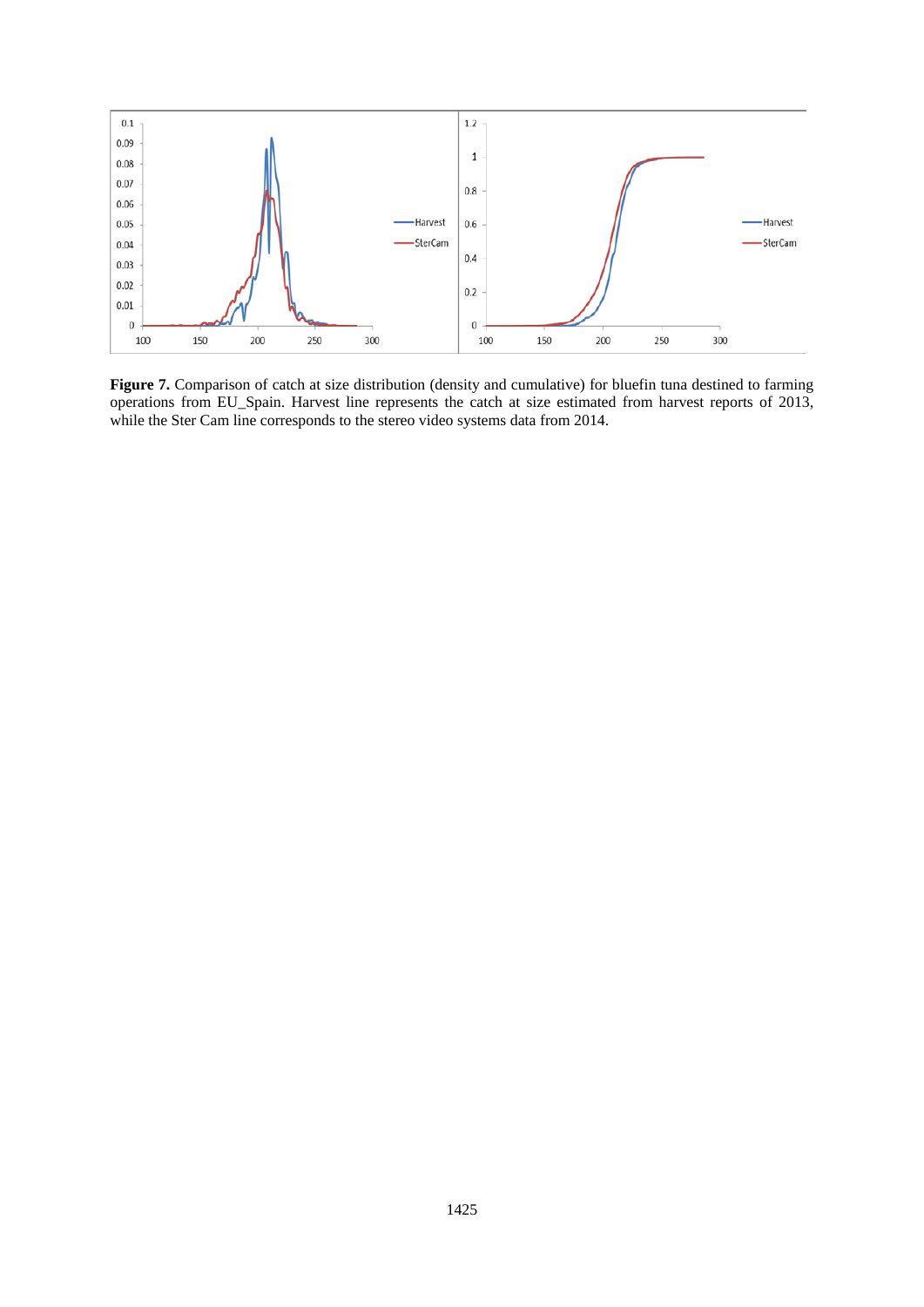0.1
0.09
0.08
0.07
0.06
0.05
0.04
0.03
0.02
0.01
0
100 150 200 250 300

Harvest
SterCam

1.2
1
0.8
0.6
0.4
0.2
0
100 150 200 250 300

Harvest
SterCam

**Figure 7.** Comparison of catch at size distribution (density and cumulative) for bluefin tuna destined to farming operations from EU_Spain. Harvest line represents the catch at size estimated from harvest reports of 2013, while the Ster Cam line corresponds to the stereo video systems data from 2014.